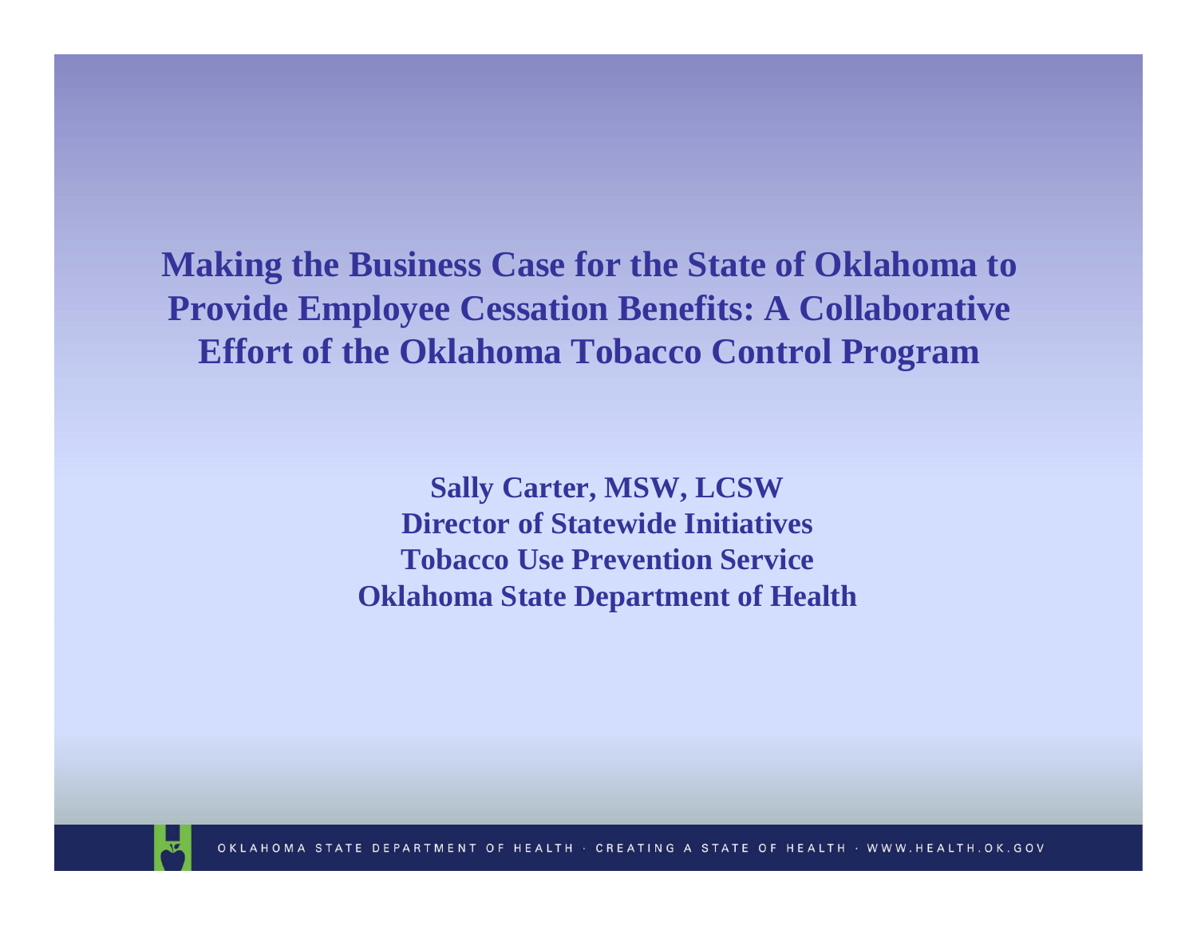# Making the Business Case for the State of Oklahoma to Provide Employee Cessation Benefits: A Collaborative Effort of the Oklahoma Tobacco Control Program

**Sally Carter, MSW, LCSW**
**Director of Statewide Initiatives**
**Tobacco Use Prevention Service**
**Oklahoma State Department of Health**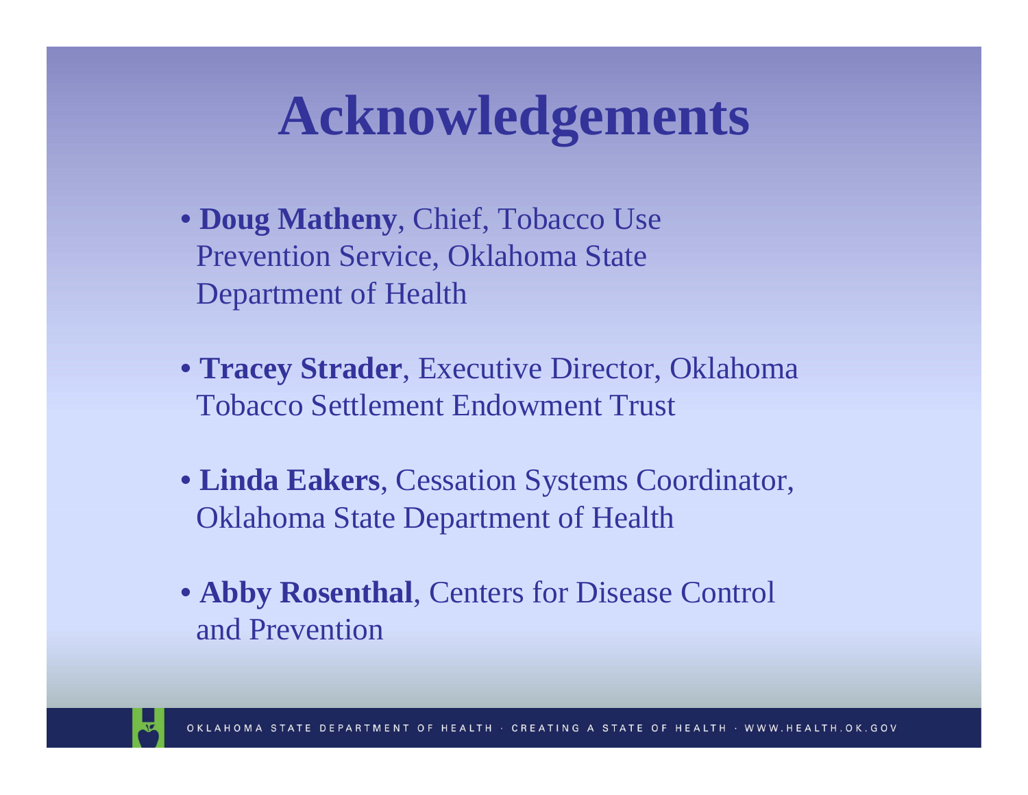# Acknowledgements

- **Doug Matheny**, Chief, Tobacco Use Prevention Service, Oklahoma State Department of Health
- **Tracey Strader**, Executive Director, Oklahoma Tobacco Settlement Endowment Trust
- **Linda Eakers**, Cessation Systems Coordinator, Oklahoma State Department of Health
- **Abby Rosenthal**, Centers for Disease Control and Prevention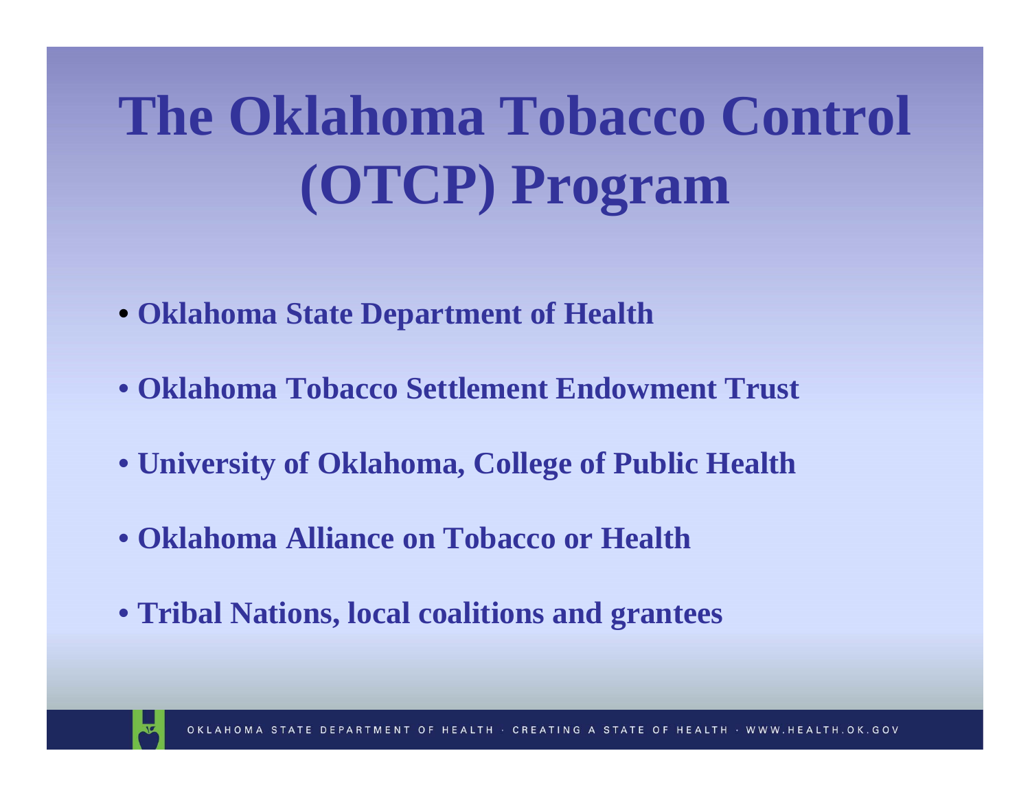# The Oklahoma Tobacco Control (OTCP) Program

- Oklahoma State Department of Health
- Oklahoma Tobacco Settlement Endowment Trust
- University of Oklahoma, College of Public Health
- Oklahoma Alliance on Tobacco or Health
- Tribal Nations, local coalitions and grantees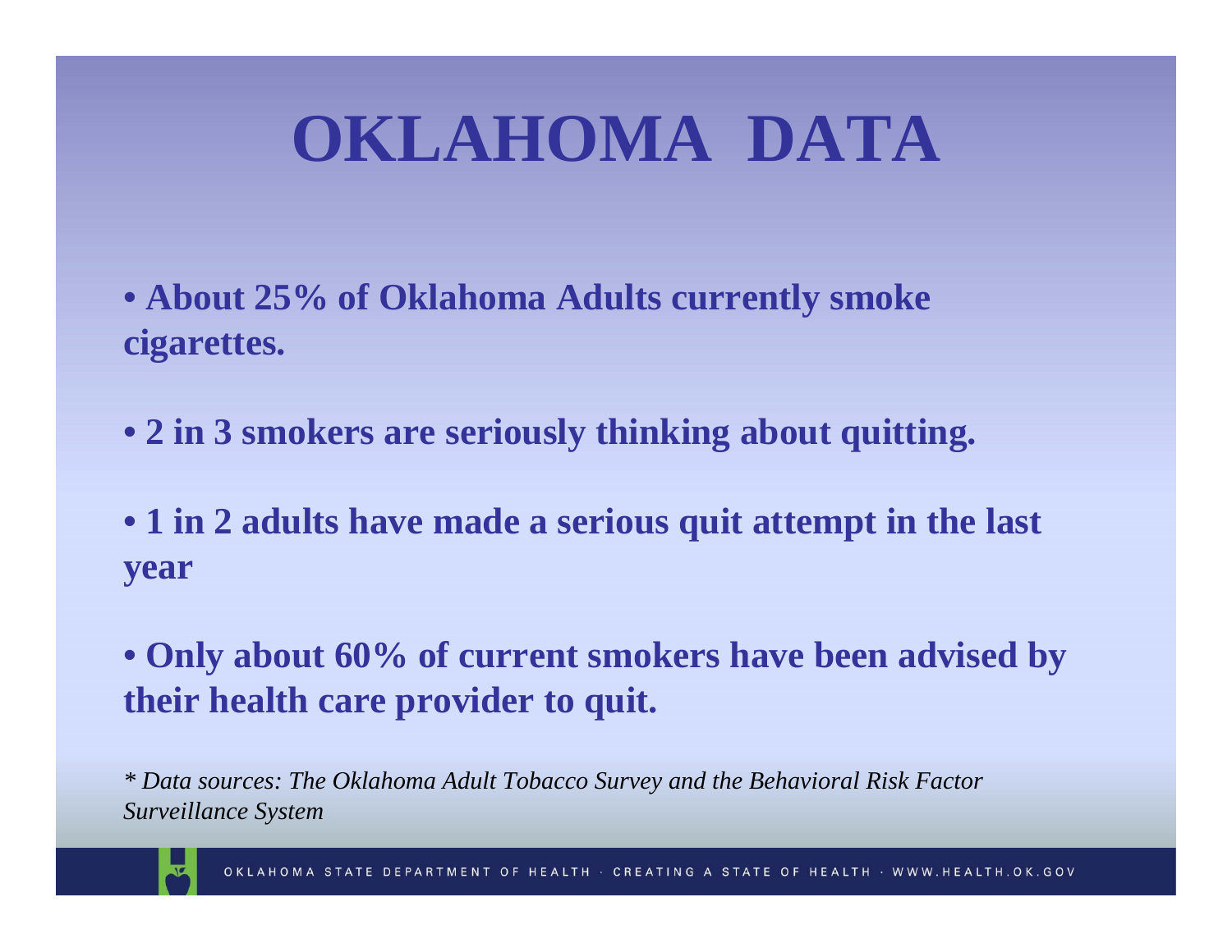# OKLAHOMA DATA

- **About 25% of Oklahoma Adults currently smoke cigarettes.**
- **2 in 3 smokers are seriously thinking about quitting.**
- **1 in 2 adults have made a serious quit attempt in the last year**
- **Only about 60% of current smokers have been advised by their health care provider to quit.**

*\* Data sources: The Oklahoma Adult Tobacco Survey and the Behavioral Risk Factor Surveillance System*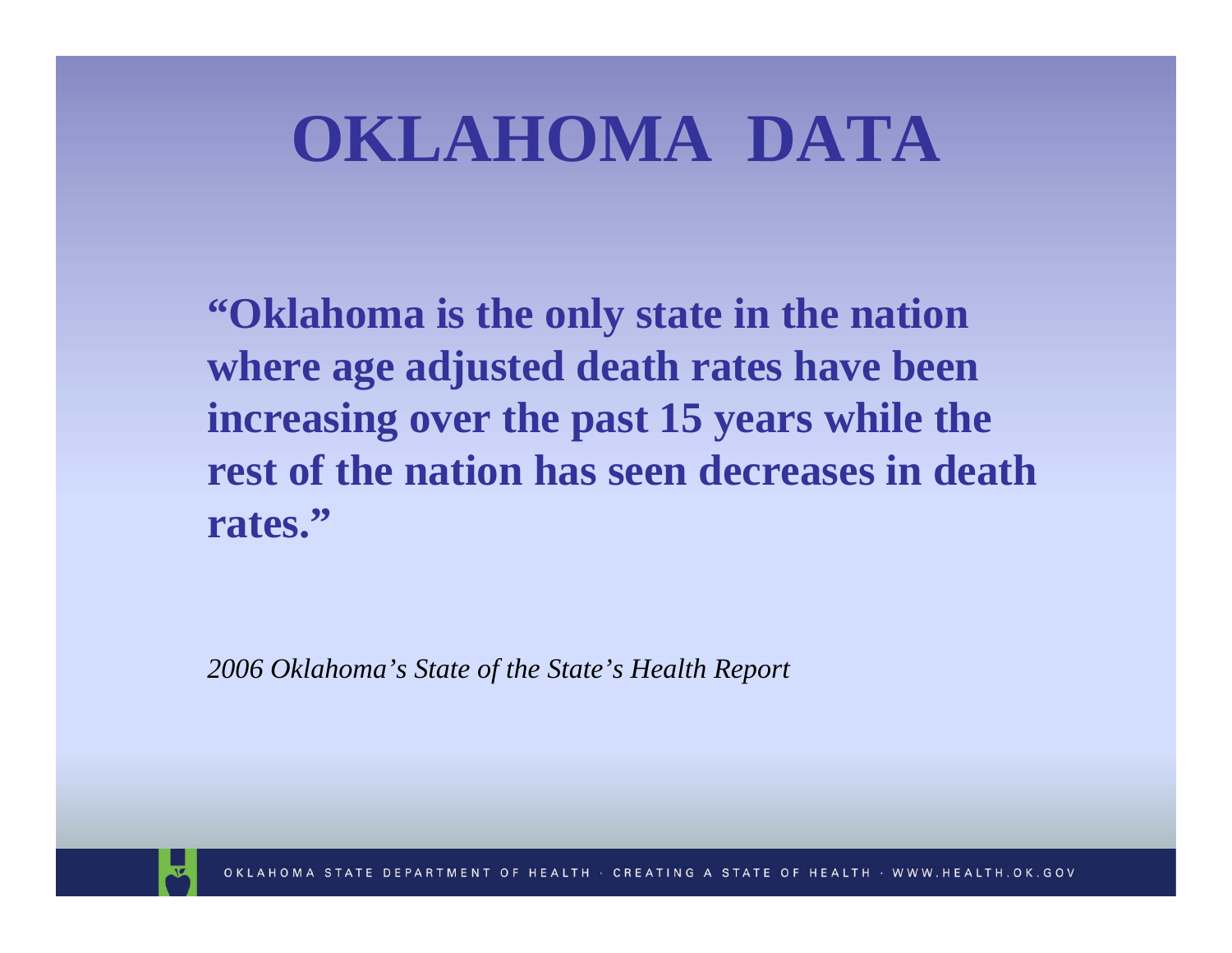# OKLAHOMA DATA

**"Oklahoma is the only state in the nation where age adjusted death rates have been increasing over the past 15 years while the rest of the nation has seen decreases in death rates."**

*2006 Oklahoma's State of the State's Health Report*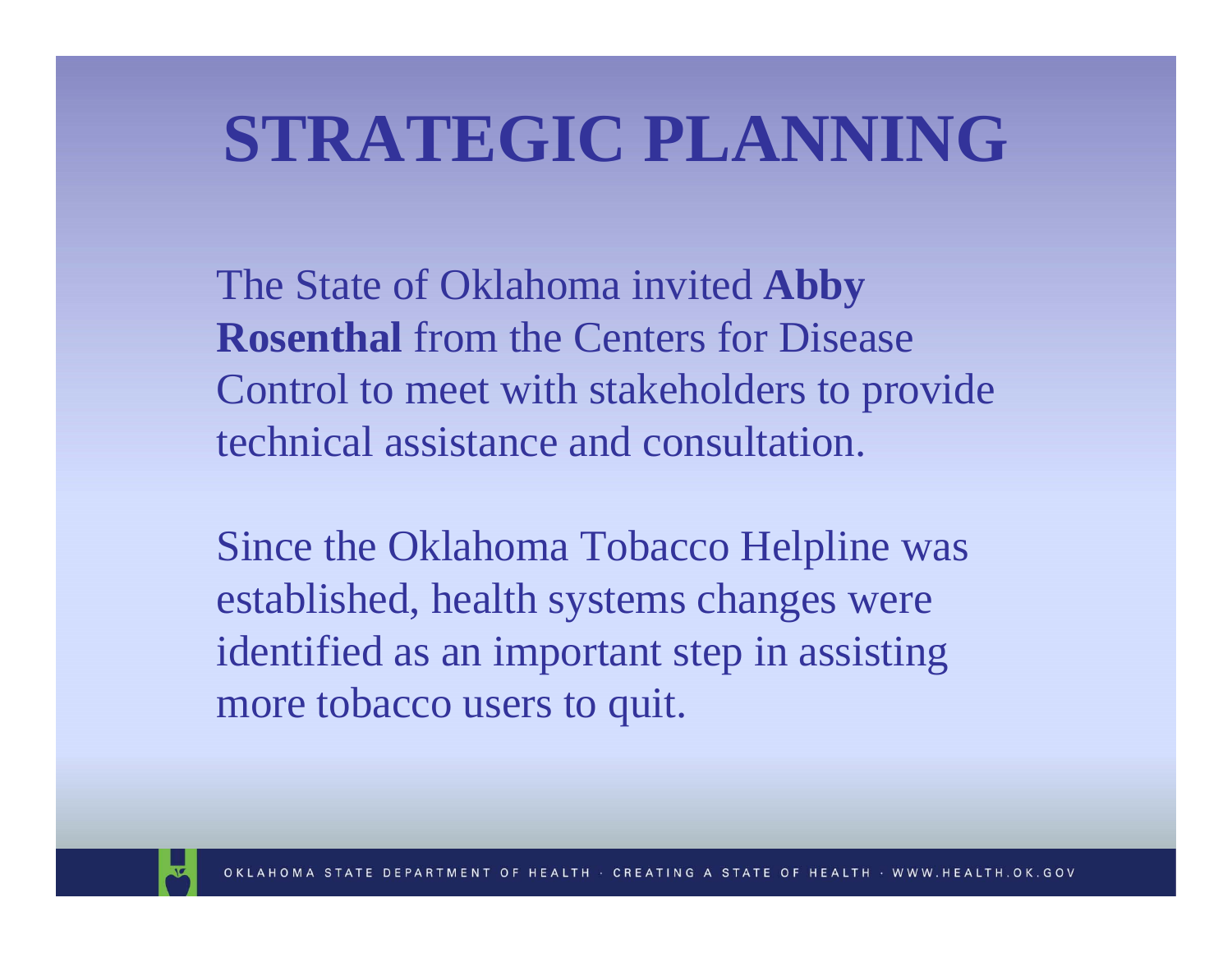# STRATEGIC PLANNING

The State of Oklahoma invited **Abby Rosenthal** from the Centers for Disease Control to meet with stakeholders to provide technical assistance and consultation.

Since the Oklahoma Tobacco Helpline was established, health systems changes were identified as an important step in assisting more tobacco users to quit.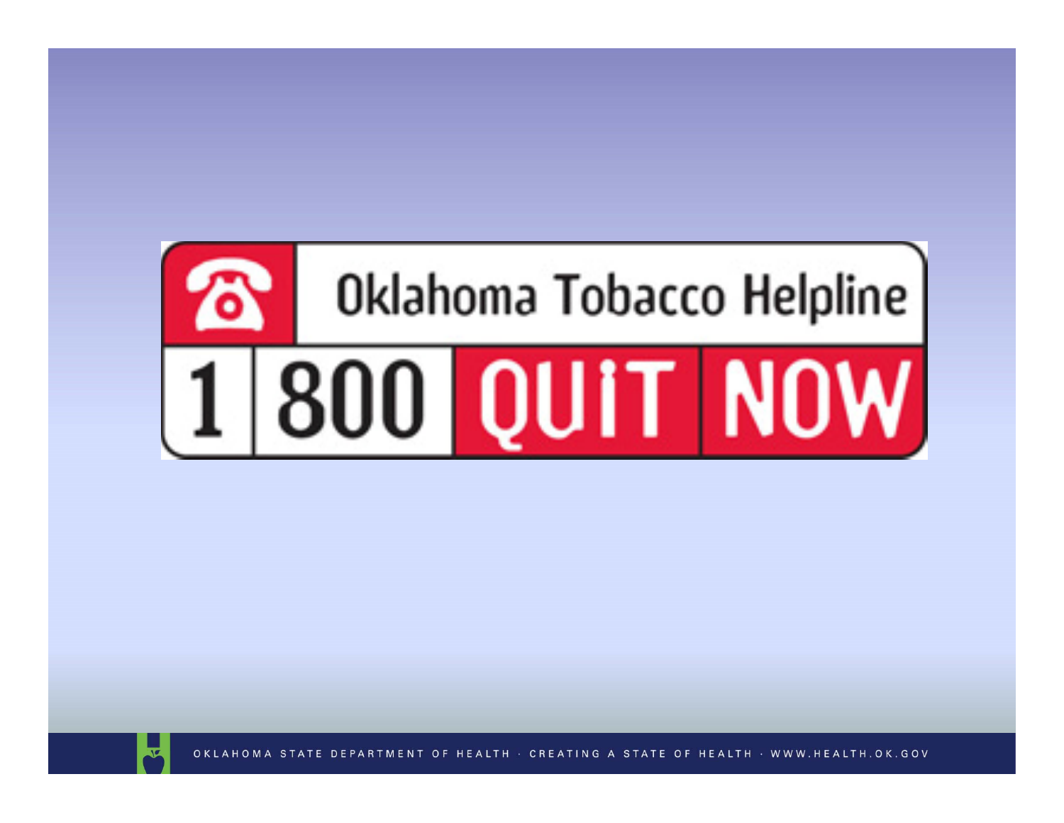Oklahoma Tobacco Helpline

1 800 QUIT NOW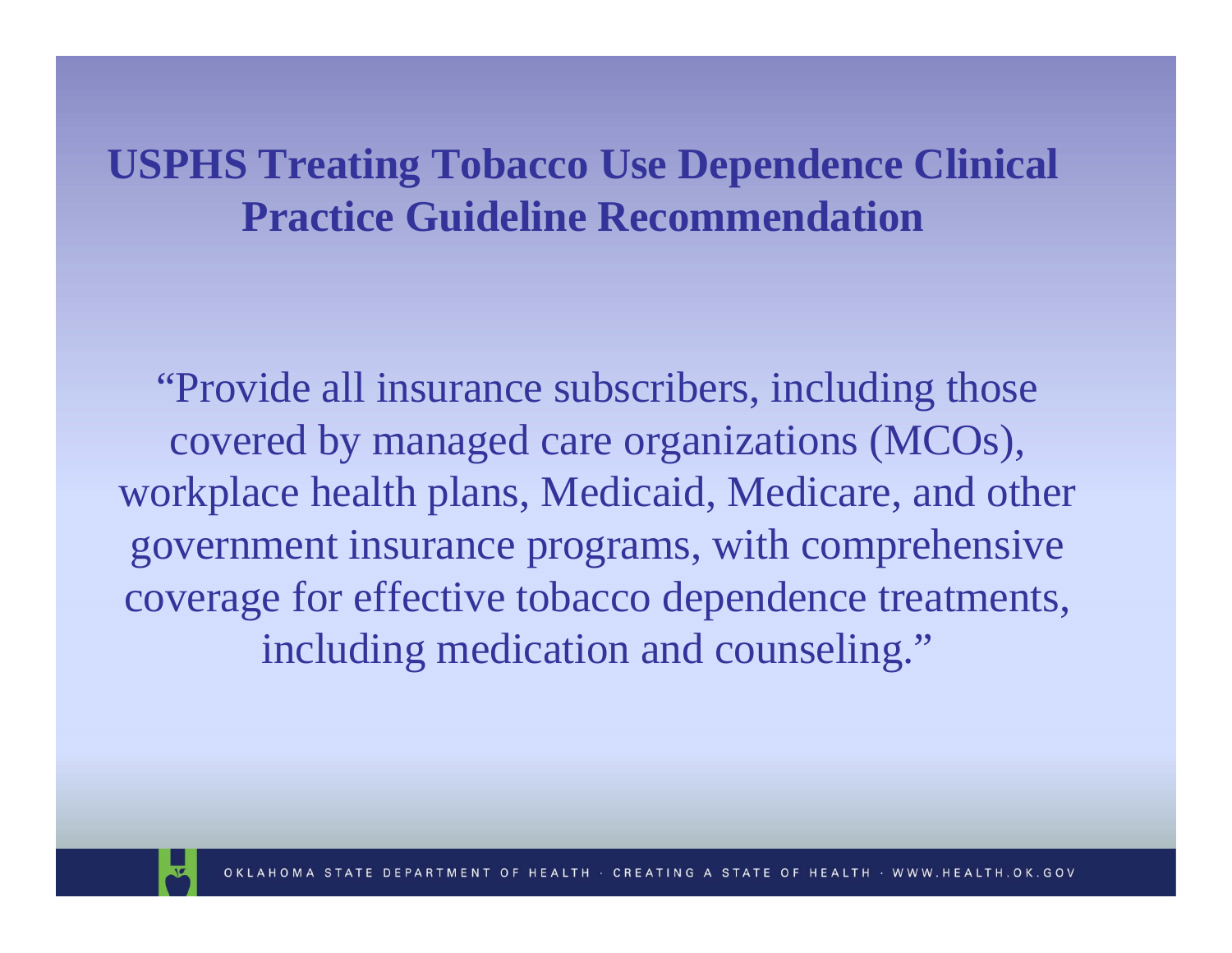# USPHS Treating Tobacco Use Dependence Clinical Practice Guideline Recommendation

"Provide all insurance subscribers, including those covered by managed care organizations (MCOs), workplace health plans, Medicaid, Medicare, and other government insurance programs, with comprehensive coverage for effective tobacco dependence treatments, including medication and counseling."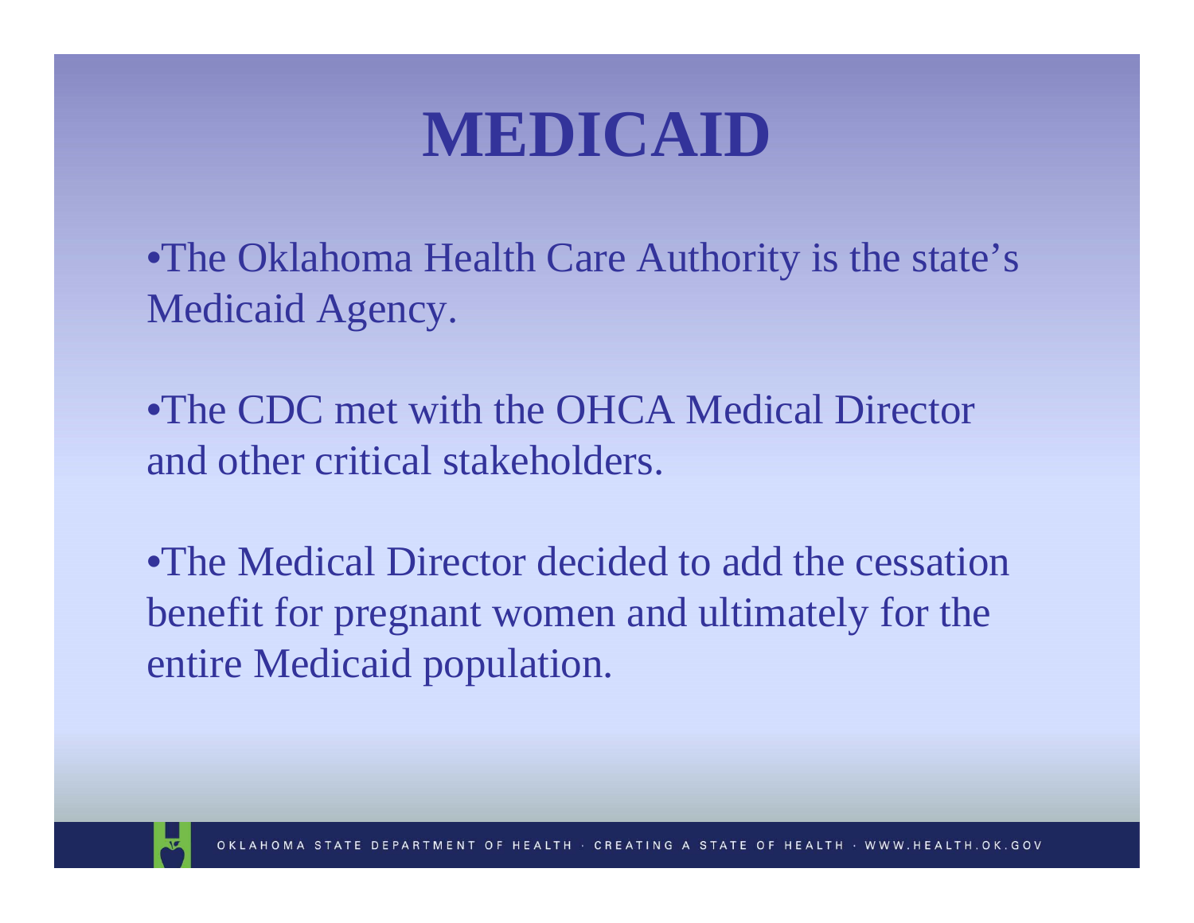# MEDICAID

- The Oklahoma Health Care Authority is the state's Medicaid Agency.
- The CDC met with the OHCA Medical Director and other critical stakeholders.
- The Medical Director decided to add the cessation benefit for pregnant women and ultimately for the entire Medicaid population.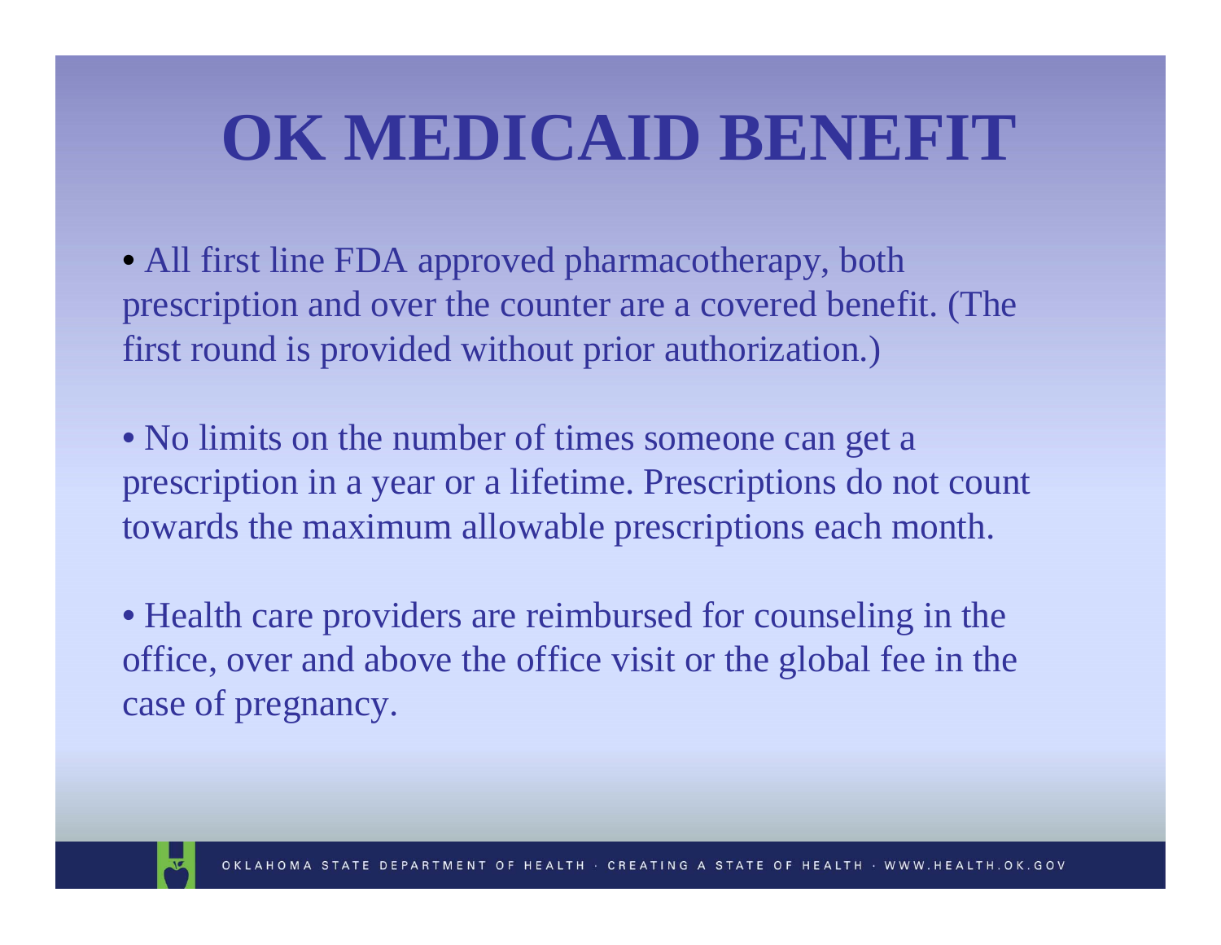# OK MEDICAID BENEFIT

- All first line FDA approved pharmacotherapy, both prescription and over the counter are a covered benefit. (The first round is provided without prior authorization.)

- No limits on the number of times someone can get a prescription in a year or a lifetime. Prescriptions do not count towards the maximum allowable prescriptions each month.

- Health care providers are reimbursed for counseling in the office, over and above the office visit or the global fee in the case of pregnancy.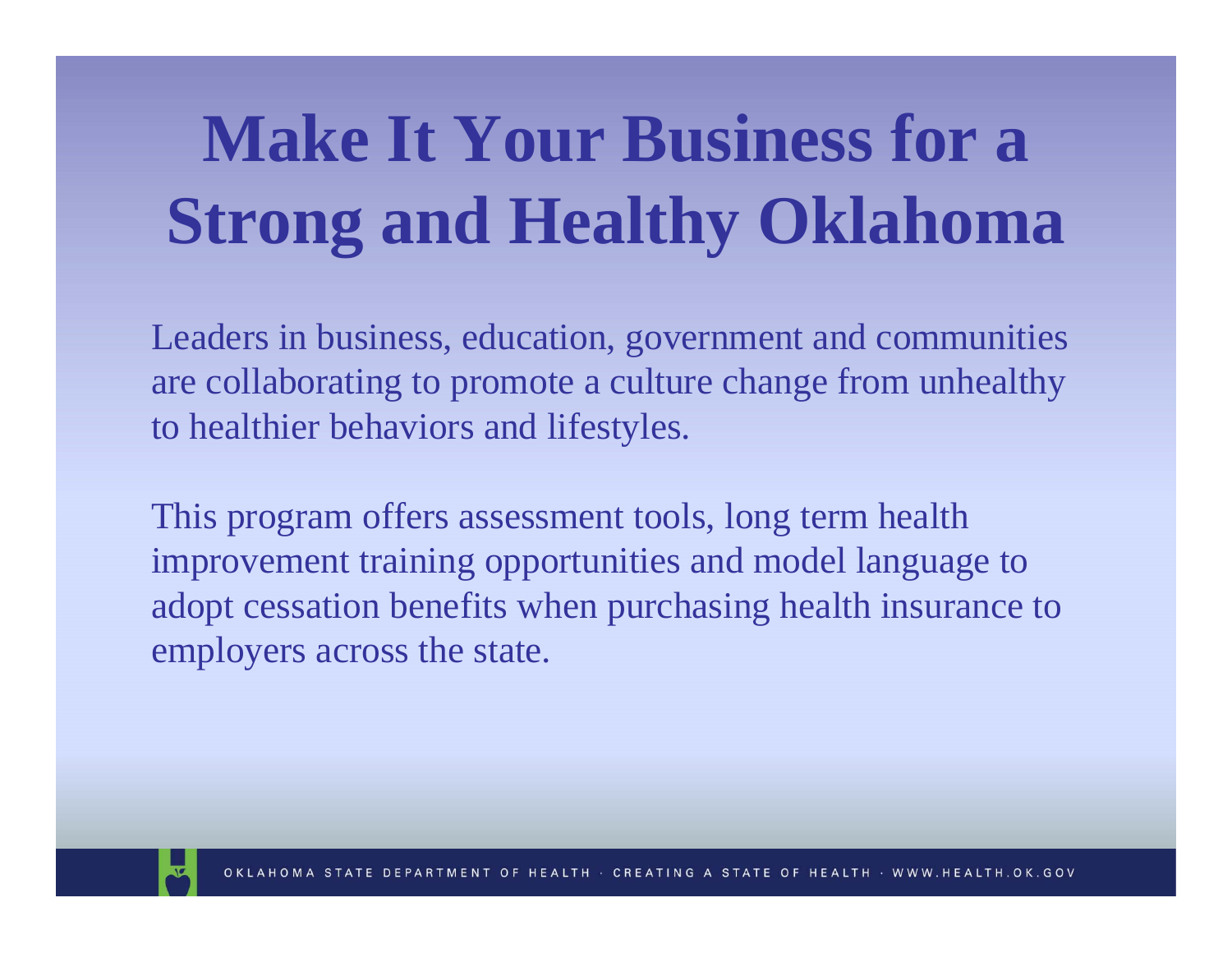# Make It Your Business for a Strong and Healthy Oklahoma

Leaders in business, education, government and communities are collaborating to promote a culture change from unhealthy to healthier behaviors and lifestyles.

This program offers assessment tools, long term health improvement training opportunities and model language to adopt cessation benefits when purchasing health insurance to employers across the state.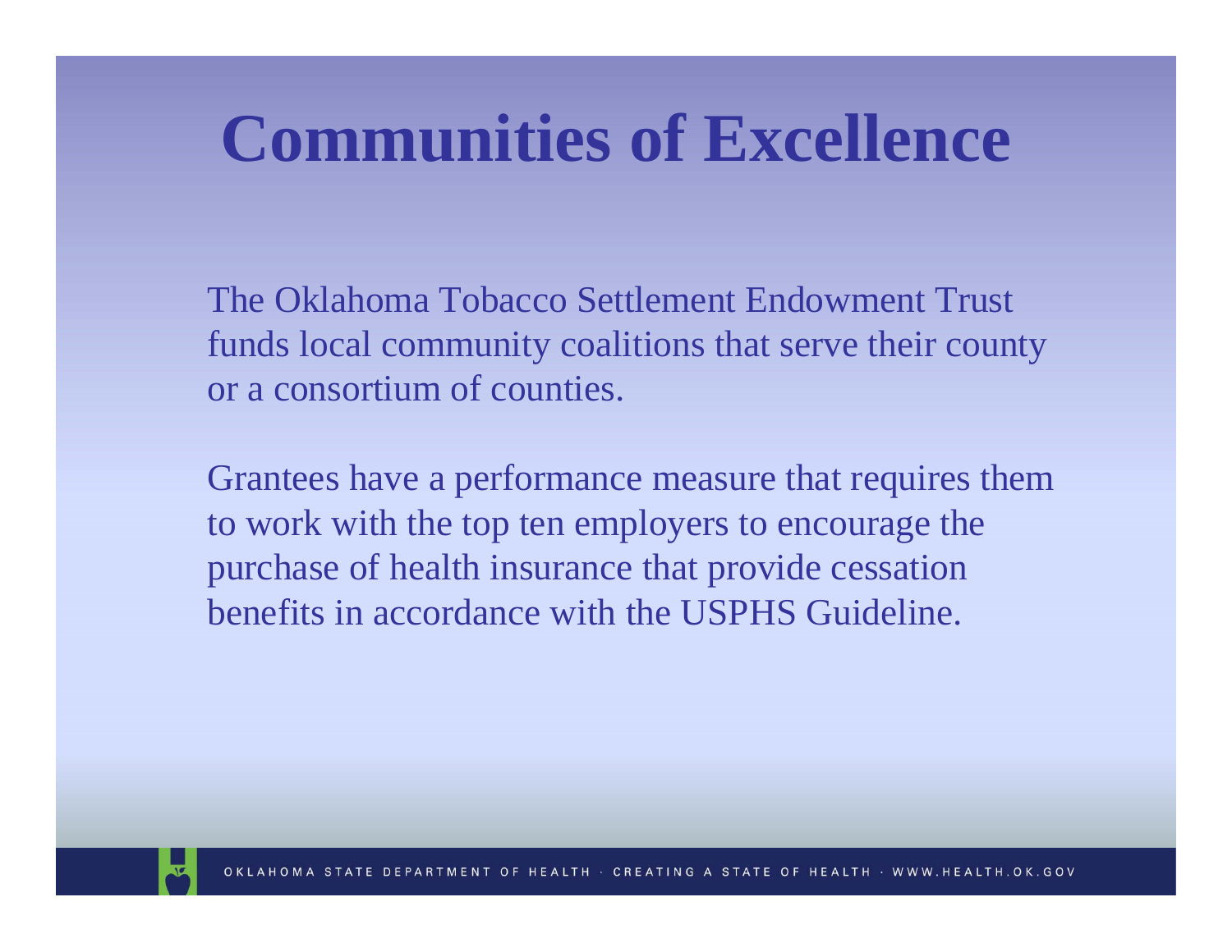# Communities of Excellence

The Oklahoma Tobacco Settlement Endowment Trust funds local community coalitions that serve their county or a consortium of counties.

Grantees have a performance measure that requires them to work with the top ten employers to encourage the purchase of health insurance that provide cessation benefits in accordance with the USPHS Guideline.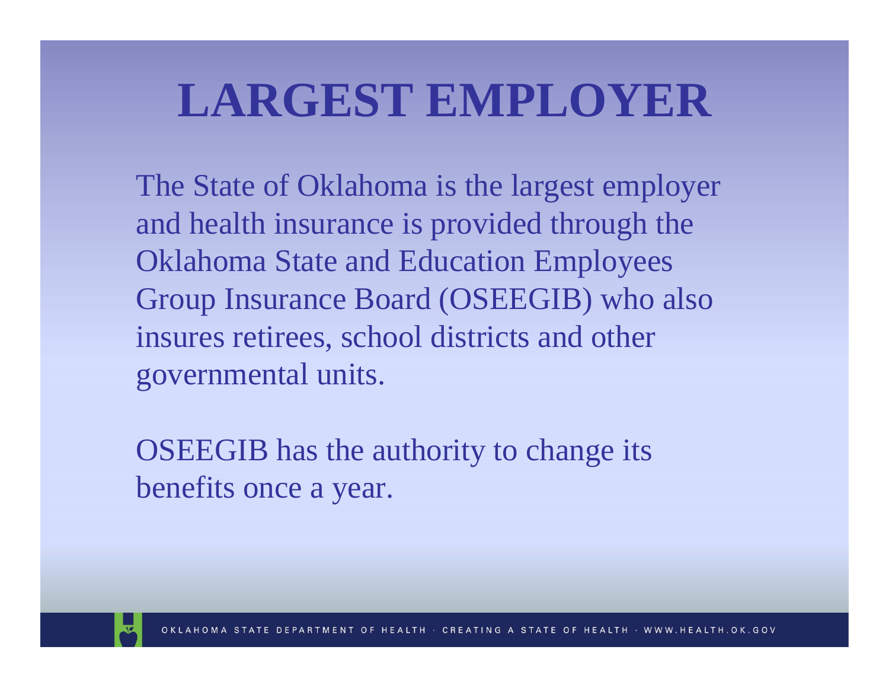# LARGEST EMPLOYER

The State of Oklahoma is the largest employer and health insurance is provided through the Oklahoma State and Education Employees Group Insurance Board (OSEEGIB) who also insures retirees, school districts and other governmental units.

OSEEGIB has the authority to change its benefits once a year.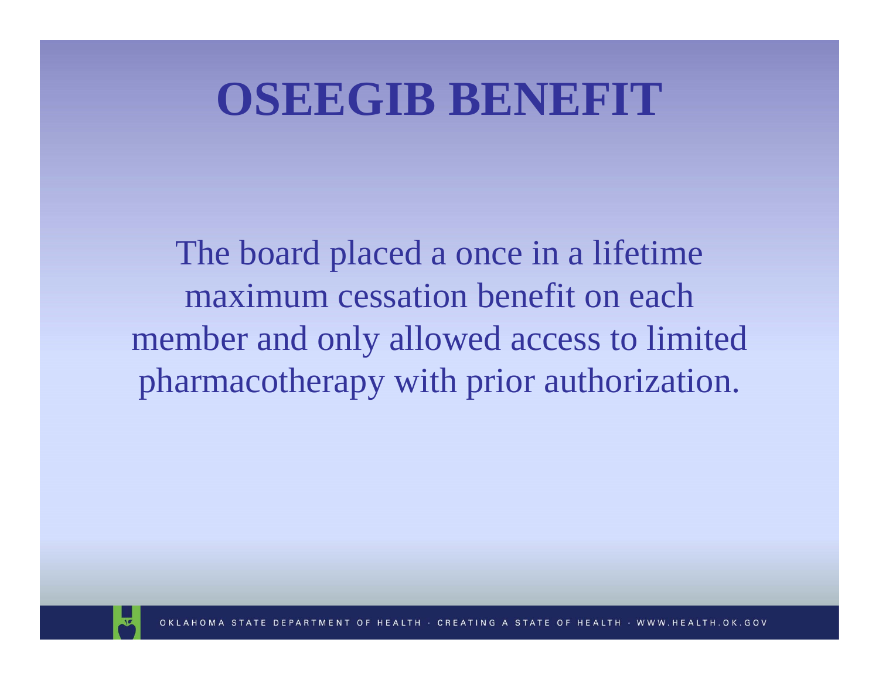# OSEEGIB BENEFIT

The board placed a once in a lifetime maximum cessation benefit on each member and only allowed access to limited pharmacotherapy with prior authorization.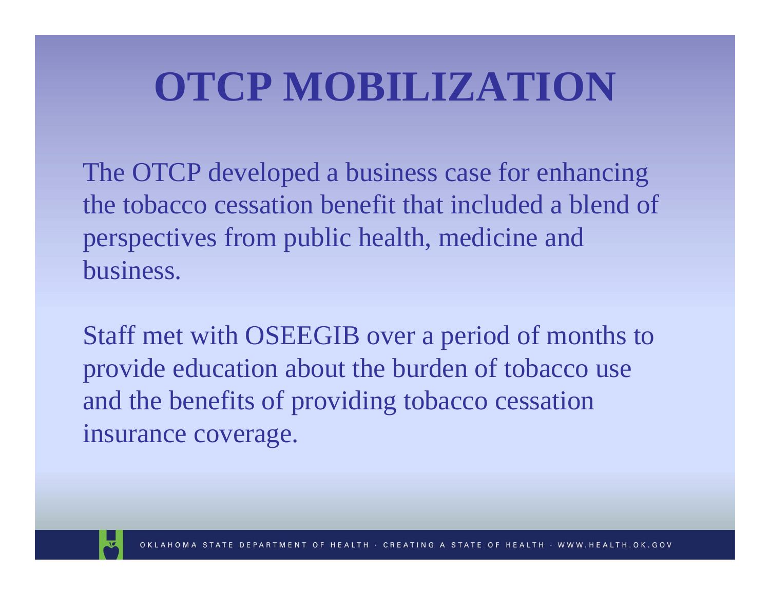# OTCP MOBILIZATION

The OTCP developed a business case for enhancing the tobacco cessation benefit that included a blend of perspectives from public health, medicine and business.

Staff met with OSEEGIB over a period of months to provide education about the burden of tobacco use and the benefits of providing tobacco cessation insurance coverage.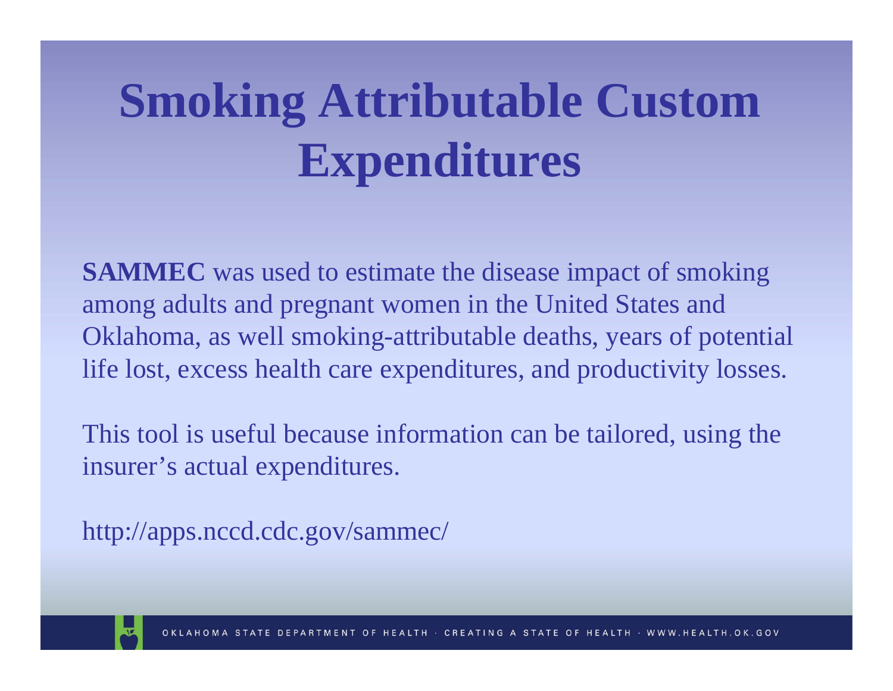# Smoking Attributable Custom Expenditures

**SAMMEC** was used to estimate the disease impact of smoking among adults and pregnant women in the United States and Oklahoma, as well smoking-attributable deaths, years of potential life lost, excess health care expenditures, and productivity losses.

This tool is useful because information can be tailored, using the insurer's actual expenditures.

http://apps.nccd.cdc.gov/sammec/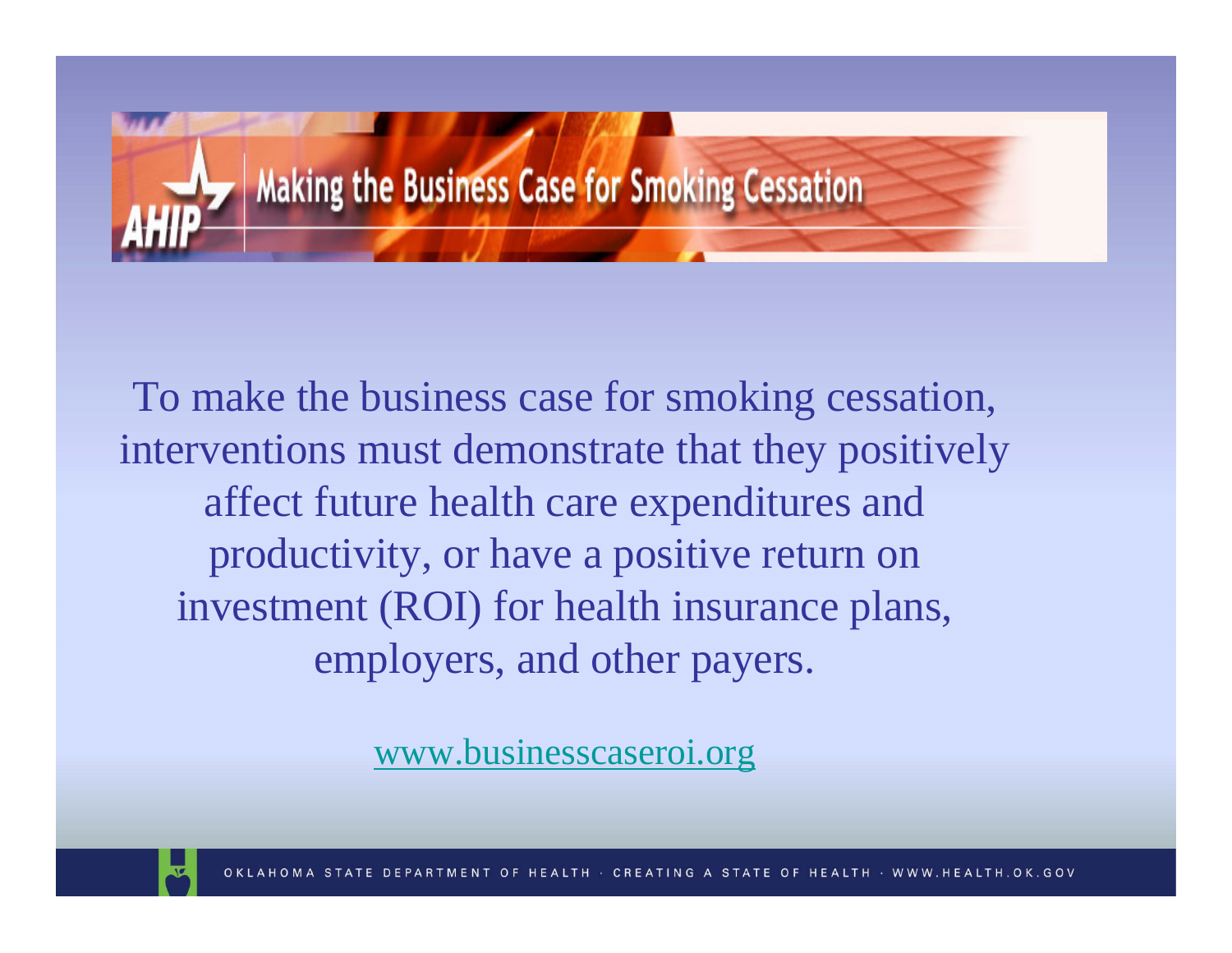# Making the Business Case for Smoking Cessation

To make the business case for smoking cessation, interventions must demonstrate that they positively affect future health care expenditures and productivity, or have a positive return on investment (ROI) for health insurance plans, employers, and other payers.

www.businesscaseroi.org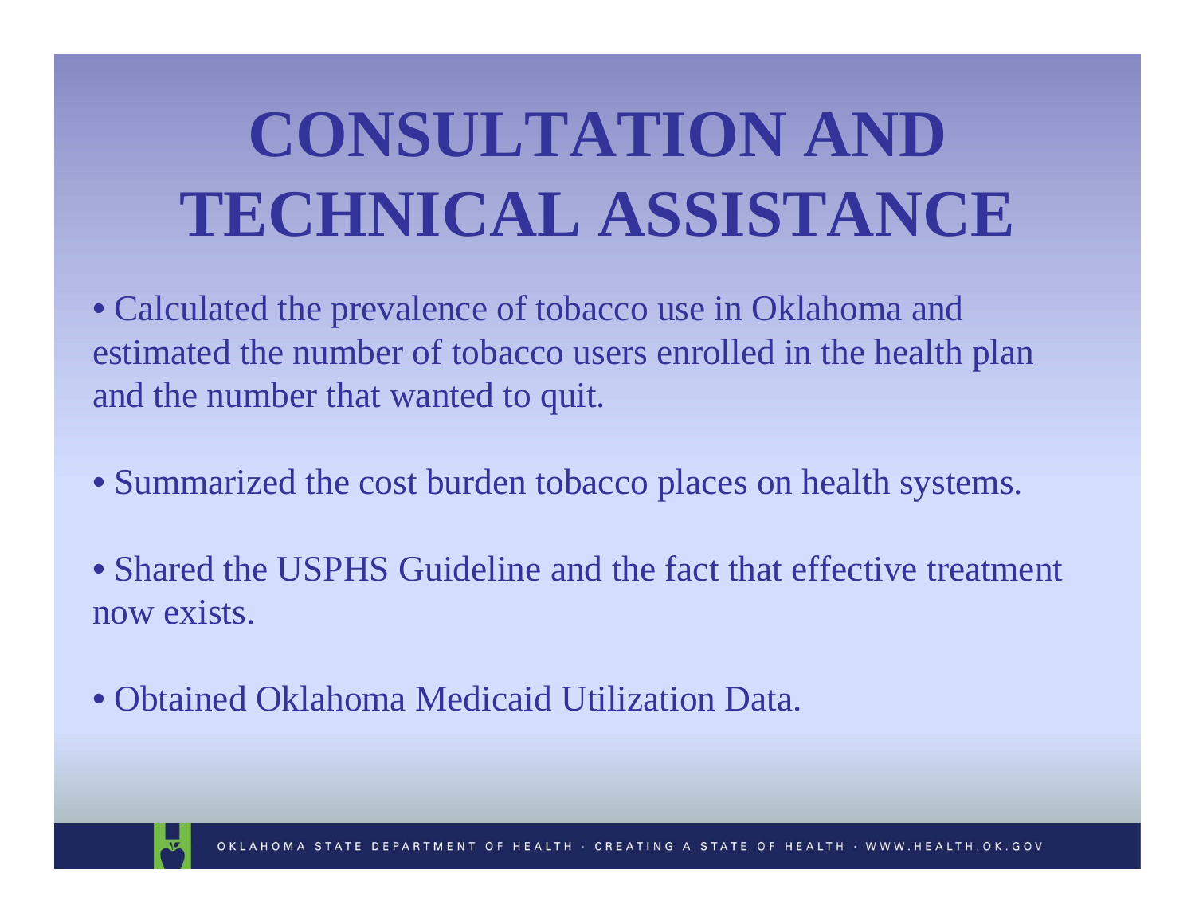# CONSULTATION AND TECHNICAL ASSISTANCE

- Calculated the prevalence of tobacco use in Oklahoma and estimated the number of tobacco users enrolled in the health plan and the number that wanted to quit.
- Summarized the cost burden tobacco places on health systems.
- Shared the USPHS Guideline and the fact that effective treatment now exists.
- Obtained Oklahoma Medicaid Utilization Data.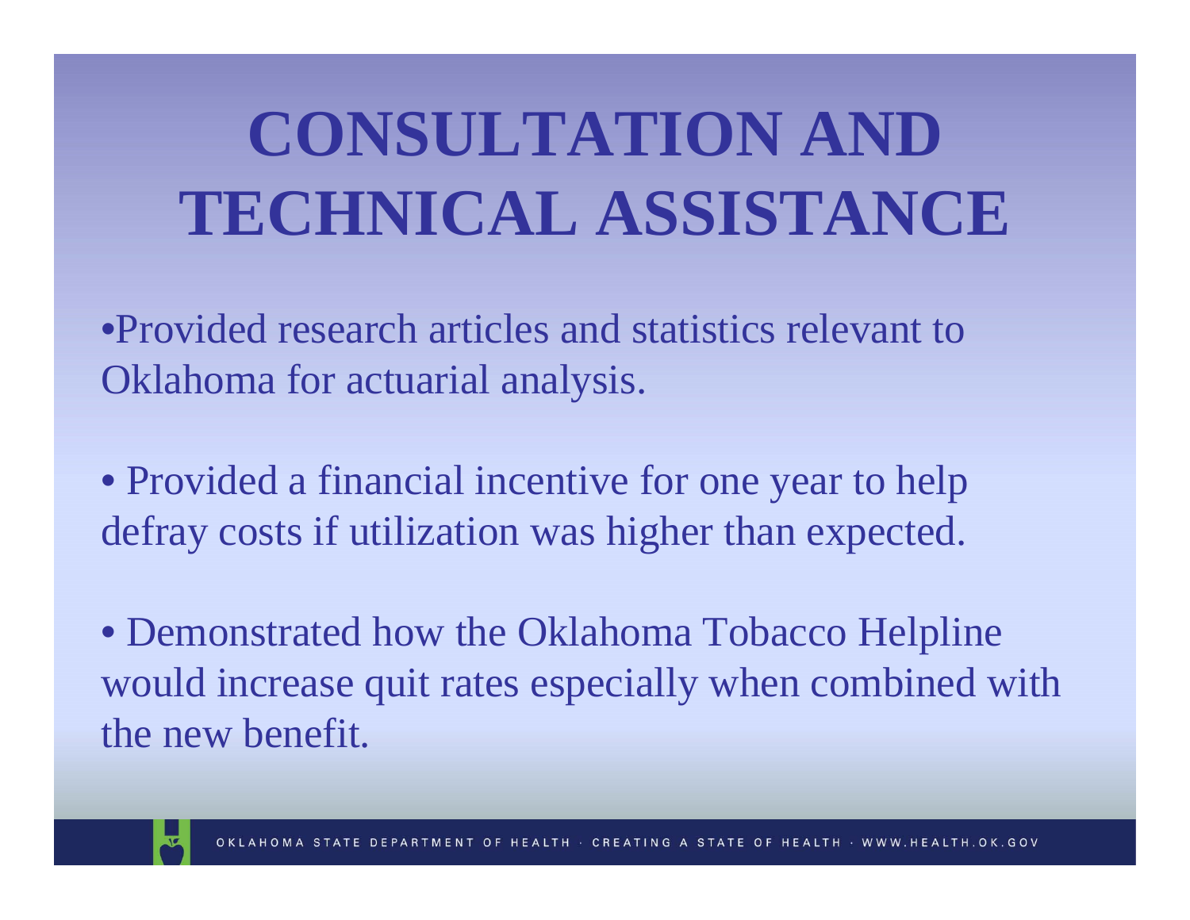# CONSULTATION AND TECHNICAL ASSISTANCE

- Provided research articles and statistics relevant to Oklahoma for actuarial analysis.
- Provided a financial incentive for one year to help defray costs if utilization was higher than expected.
- Demonstrated how the Oklahoma Tobacco Helpline would increase quit rates especially when combined with the new benefit.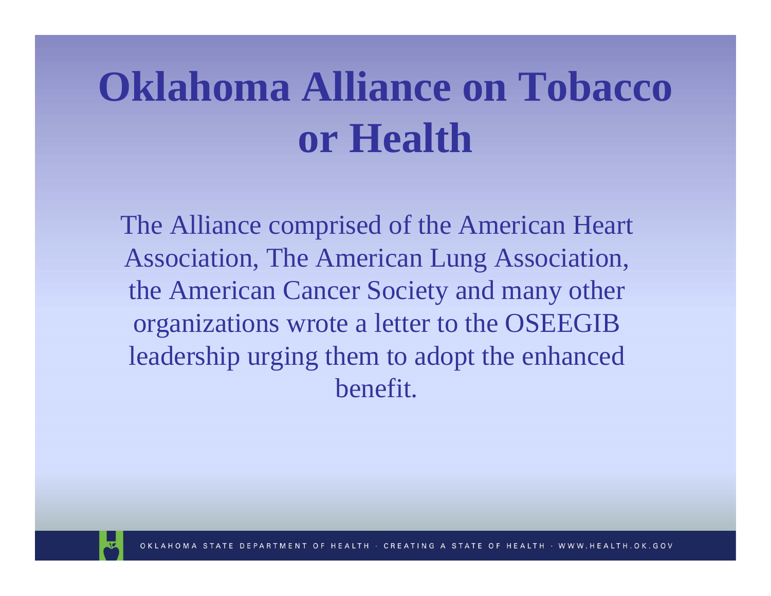# Oklahoma Alliance on Tobacco or Health

The Alliance comprised of the American Heart Association, The American Lung Association, the American Cancer Society and many other organizations wrote a letter to the OSEEGIB leadership urging them to adopt the enhanced benefit.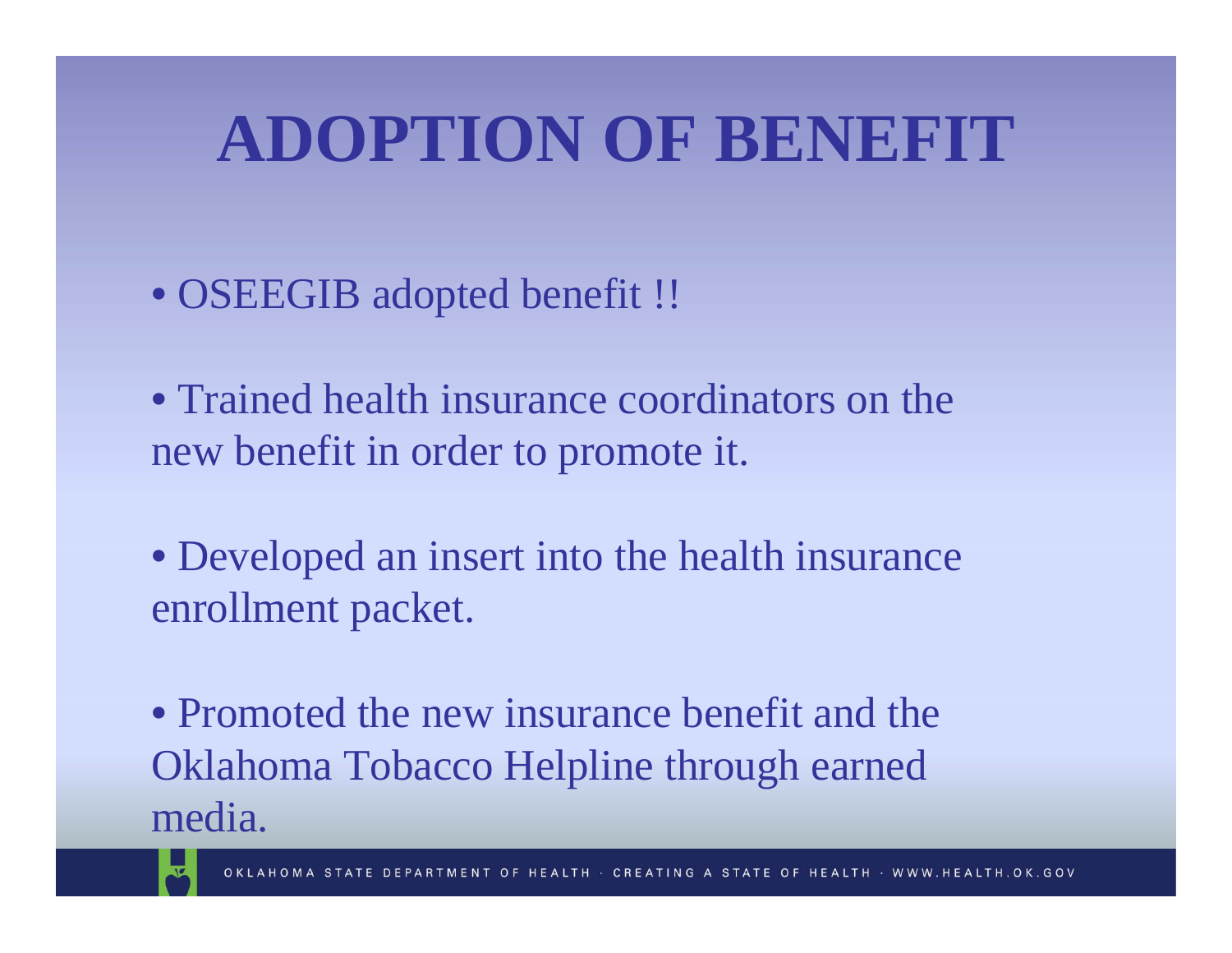# ADOPTION OF BENEFIT

- OSEEGIB adopted benefit !!
- Trained health insurance coordinators on the new benefit in order to promote it.
- Developed an insert into the health insurance enrollment packet.
- Promoted the new insurance benefit and the Oklahoma Tobacco Helpline through earned media.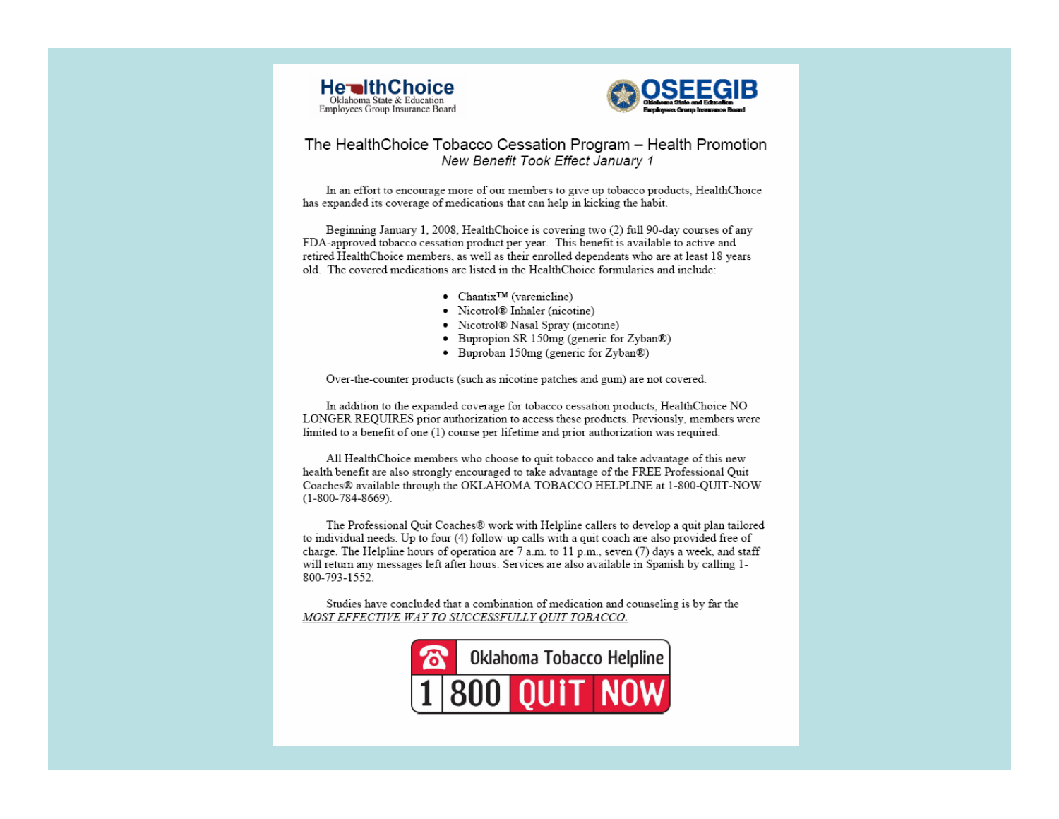HealthChoice
Oklahoma State & Education Employees Group Insurance Board

OSEEGIB
Oklahoma State and Education Employees Group Insurance Board

# The HealthChoice Tobacco Cessation Program – Health Promotion

*New Benefit Took Effect January 1*

In an effort to encourage more of our members to give up tobacco products, HealthChoice has expanded its coverage of medications that can help in kicking the habit.

Beginning January 1, 2008, HealthChoice is covering two (2) full 90-day courses of any FDA-approved tobacco cessation product per year. This benefit is available to active and retired HealthChoice members, as well as their enrolled dependents who are at least 18 years old. The covered medications are listed in the HealthChoice formularies and include:

- Chantix™ (varenicline)
- Nicotrol® Inhaler (nicotine)
- Nicotrol® Nasal Spray (nicotine)
- Bupropion SR 150mg (generic for Zyban®)
- Buproban 150mg (generic for Zyban®)

Over-the-counter products (such as nicotine patches and gum) are not covered.

In addition to the expanded coverage for tobacco cessation products, HealthChoice NO LONGER REQUIRES prior authorization to access these products. Previously, members were limited to a benefit of one (1) course per lifetime and prior authorization was required.

All HealthChoice members who choose to quit tobacco and take advantage of this new health benefit are also strongly encouraged to take advantage of the FREE Professional Quit Coaches® available through the OKLAHOMA TOBACCO HELPLINE at 1-800-QUIT-NOW (1-800-784-8669).

The Professional Quit Coaches® work with Helpline callers to develop a quit plan tailored to individual needs. Up to four (4) follow-up calls with a quit coach are also provided free of charge. The Helpline hours of operation are 7 a.m. to 11 p.m., seven (7) days a week, and staff will return any messages left after hours. Services are also available in Spanish by calling 1-800-793-1552.

Studies have concluded that a combination of medication and counseling is by far the *MOST EFFECTIVE WAY TO SUCCESSFULLY QUIT TOBACCO.*

Oklahoma Tobacco Helpline
1 800 QUIT NOW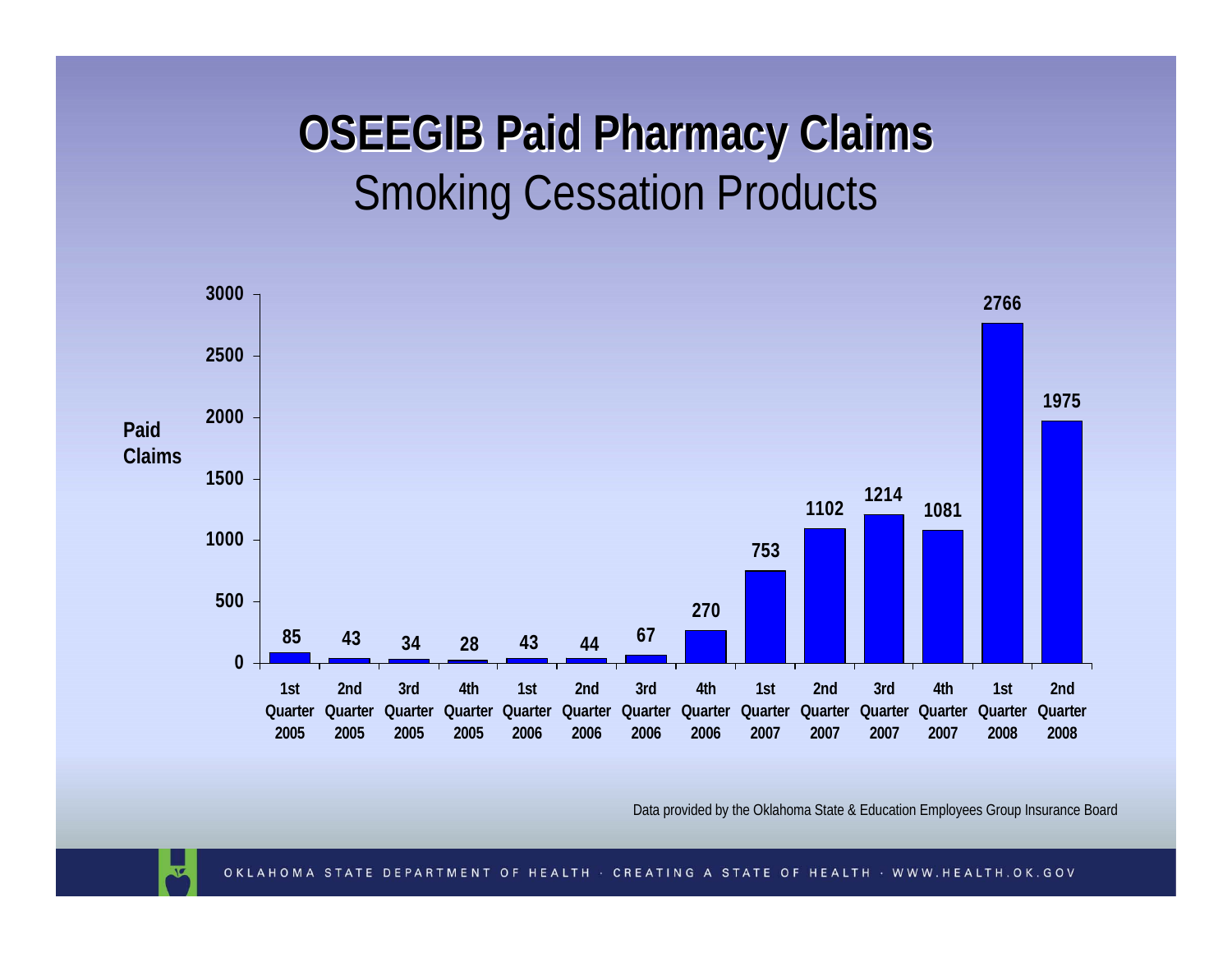# OSEEGIB Paid Pharmacy Claims

## Smoking Cessation Products

| Quarter | Paid Claims |
|---|---|
| 1st Quarter 2005 | 85 |
| 2nd Quarter 2005 | 43 |
| 3rd Quarter 2005 | 34 |
| 4th Quarter 2005 | 28 |
| 1st Quarter 2006 | 43 |
| 2nd Quarter 2006 | 44 |
| 3rd Quarter 2006 | 67 |
| 4th Quarter 2006 | 270 |
| 1st Quarter 2007 | 753 |
| 2nd Quarter 2007 | 1102 |
| 3rd Quarter 2007 | 1214 |
| 4th Quarter 2007 | 1081 |
| 1st Quarter 2008 | 2766 |
| 2nd Quarter 2008 | 1975 |

Data provided by the Oklahoma State & Education Employees Group Insurance Board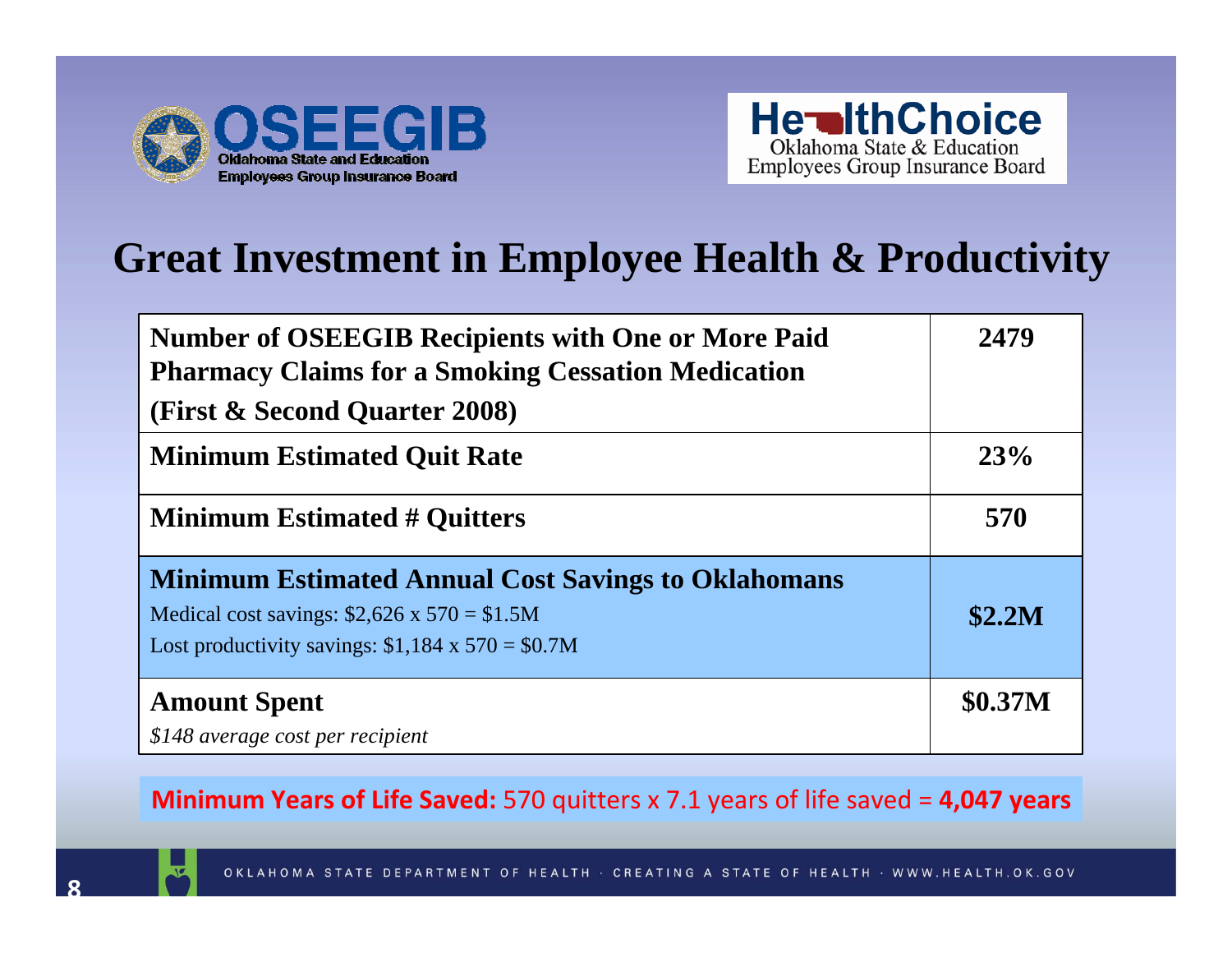OSEEGIB
Oklahoma State and Education Employees Group Insurance Board

HealthChoice
Oklahoma State & Education Employees Group Insurance Board

# Great Investment in Employee Health & Productivity

| | |
|---|---|
| **Number of OSEEGIB Recipients with One or More Paid Pharmacy Claims for a Smoking Cessation Medication (First & Second Quarter 2008)** | **2479** |
| **Minimum Estimated Quit Rate** | **23%** |
| **Minimum Estimated # Quitters** | **570** |
| **Minimum Estimated Annual Cost Savings to Oklahomans**<br>Medical cost savings: $2,626 x 570 = $1.5M<br>Lost productivity savings: $1,184 x 570 = $0.7M | **$2.2M** |
| **Amount Spent**<br>*$148 average cost per recipient* | **$0.37M** |

**Minimum Years of Life Saved:** 570 quitters x 7.1 years of life saved = **4,047 years**

OKLAHOMA STATE DEPARTMENT OF HEALTH · CREATING A STATE OF HEALTH · WWW.HEALTH.OK.GOV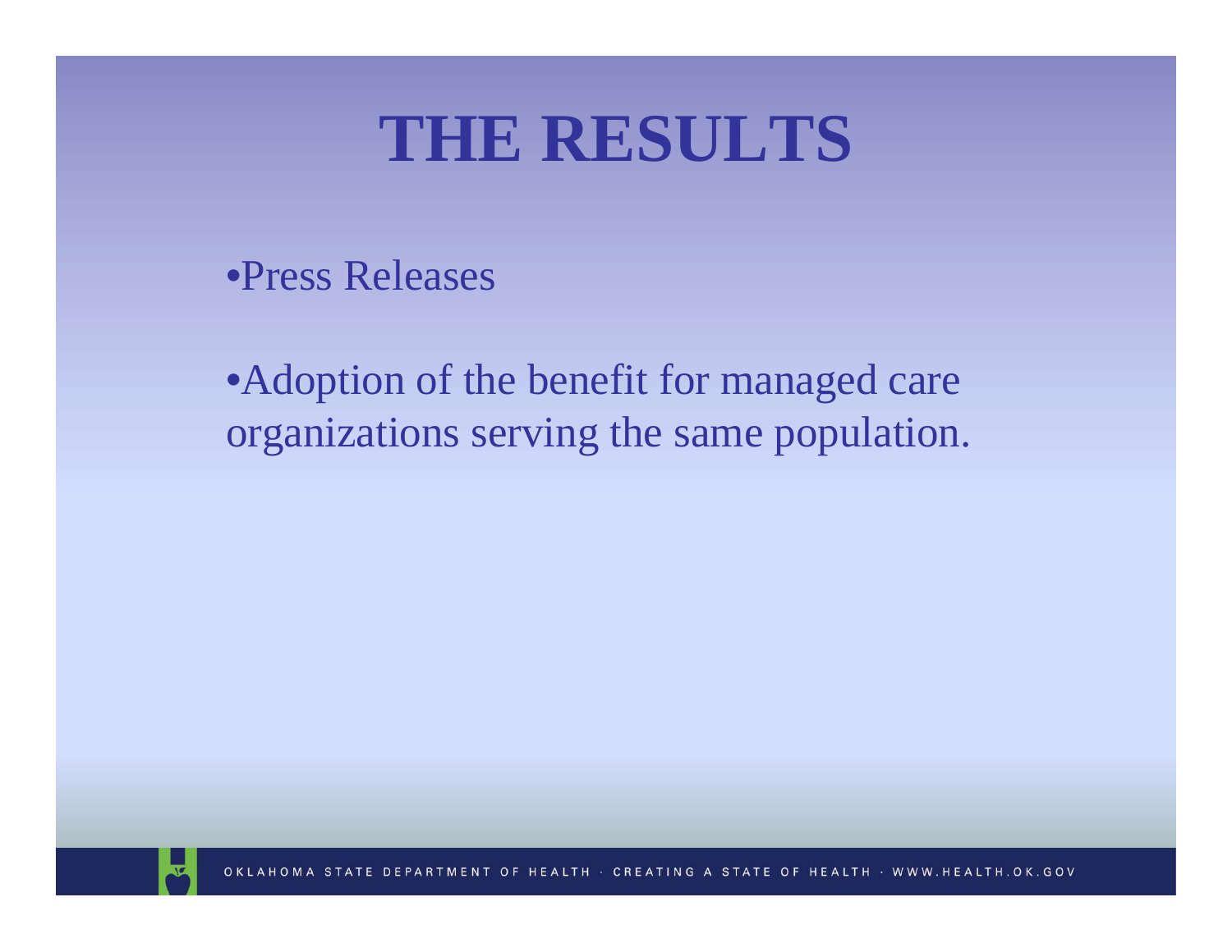# THE RESULTS

- Press Releases
- Adoption of the benefit for managed care organizations serving the same population.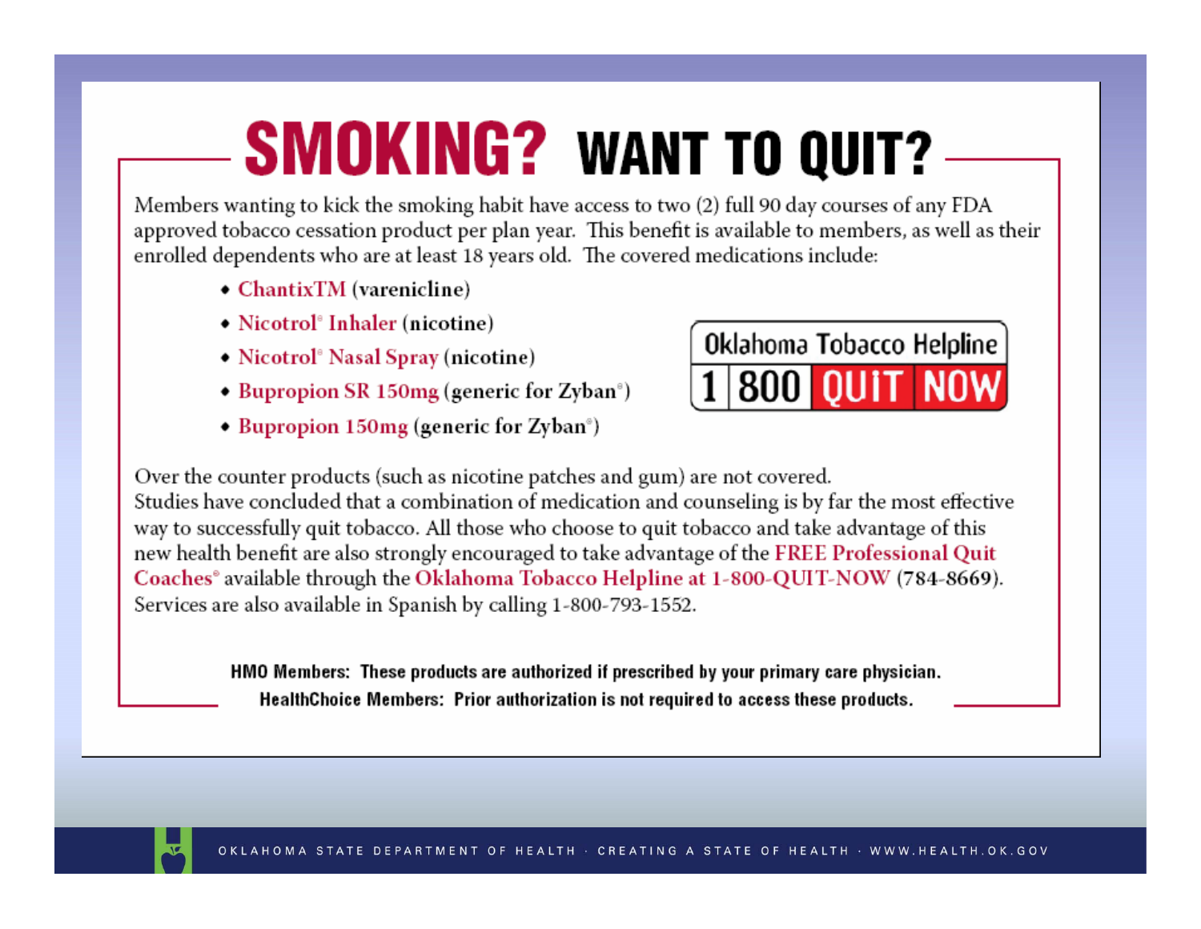# SMOKING? WANT TO QUIT?

Members wanting to kick the smoking habit have access to two (2) full 90 day courses of any FDA approved tobacco cessation product per plan year. This benefit is available to members, as well as their enrolled dependents who are at least 18 years old. The covered medications include:

- ChantixTM (varenicline)
- Nicotrol® Inhaler (nicotine)
- Nicotrol® Nasal Spray (nicotine)
- Bupropion SR 150mg (generic for Zyban®)
- Bupropion 150mg (generic for Zyban®)

Oklahoma Tobacco Helpline
1 800 QUIT NOW

Over the counter products (such as nicotine patches and gum) are not covered.
Studies have concluded that a combination of medication and counseling is by far the most effective way to successfully quit tobacco. All those who choose to quit tobacco and take advantage of this new health benefit are also strongly encouraged to take advantage of the FREE Professional Quit Coaches® available through the Oklahoma Tobacco Helpline at 1-800-QUIT-NOW (784-8669). Services are also available in Spanish by calling 1-800-793-1552.

**HMO Members: These products are authorized if prescribed by your primary care physician.**

**HealthChoice Members: Prior authorization is not required to access these products.**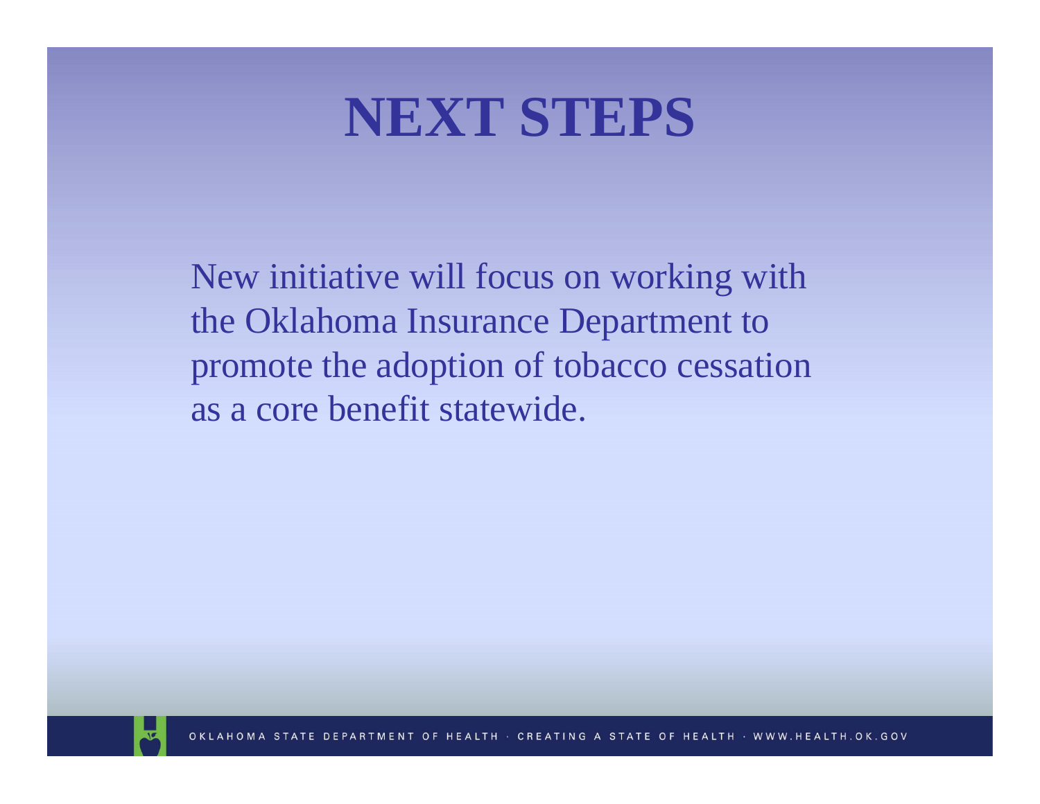# NEXT STEPS

New initiative will focus on working with the Oklahoma Insurance Department to promote the adoption of tobacco cessation as a core benefit statewide.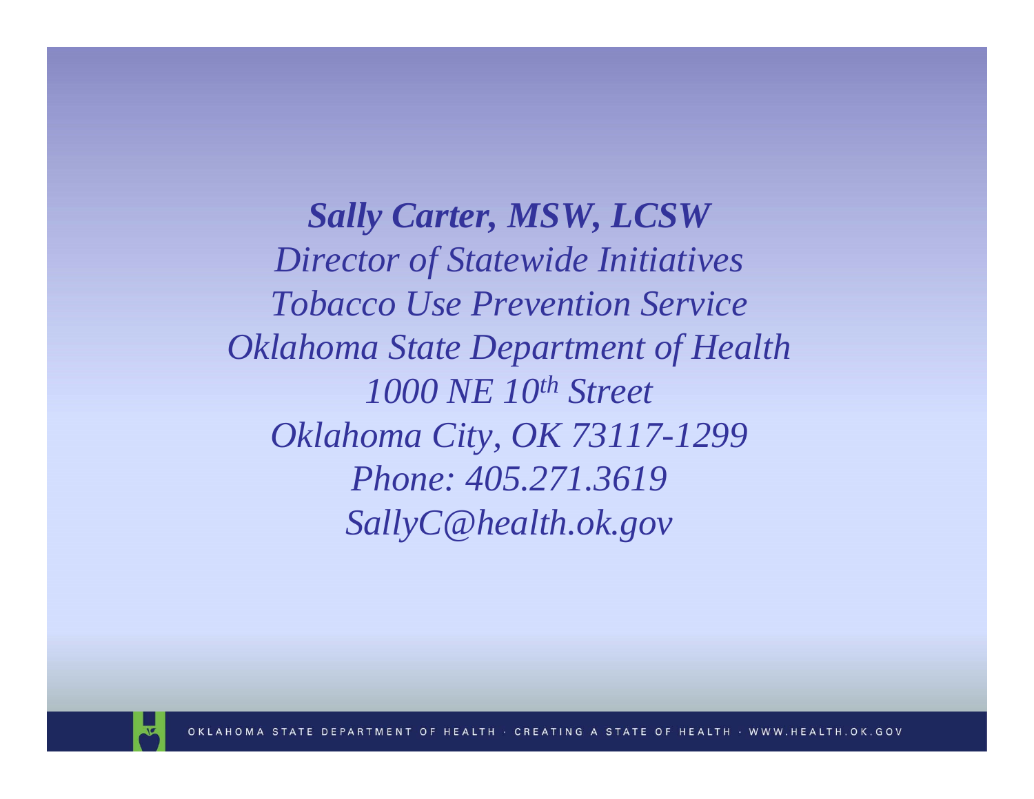***Sally Carter, MSW, LCSW***

*Director of Statewide Initiatives*

*Tobacco Use Prevention Service*

*Oklahoma State Department of Health*

*1000 NE 10th Street*

*Oklahoma City, OK 73117-1299*

*Phone: 405.271.3619*

*SallyC@health.ok.gov*